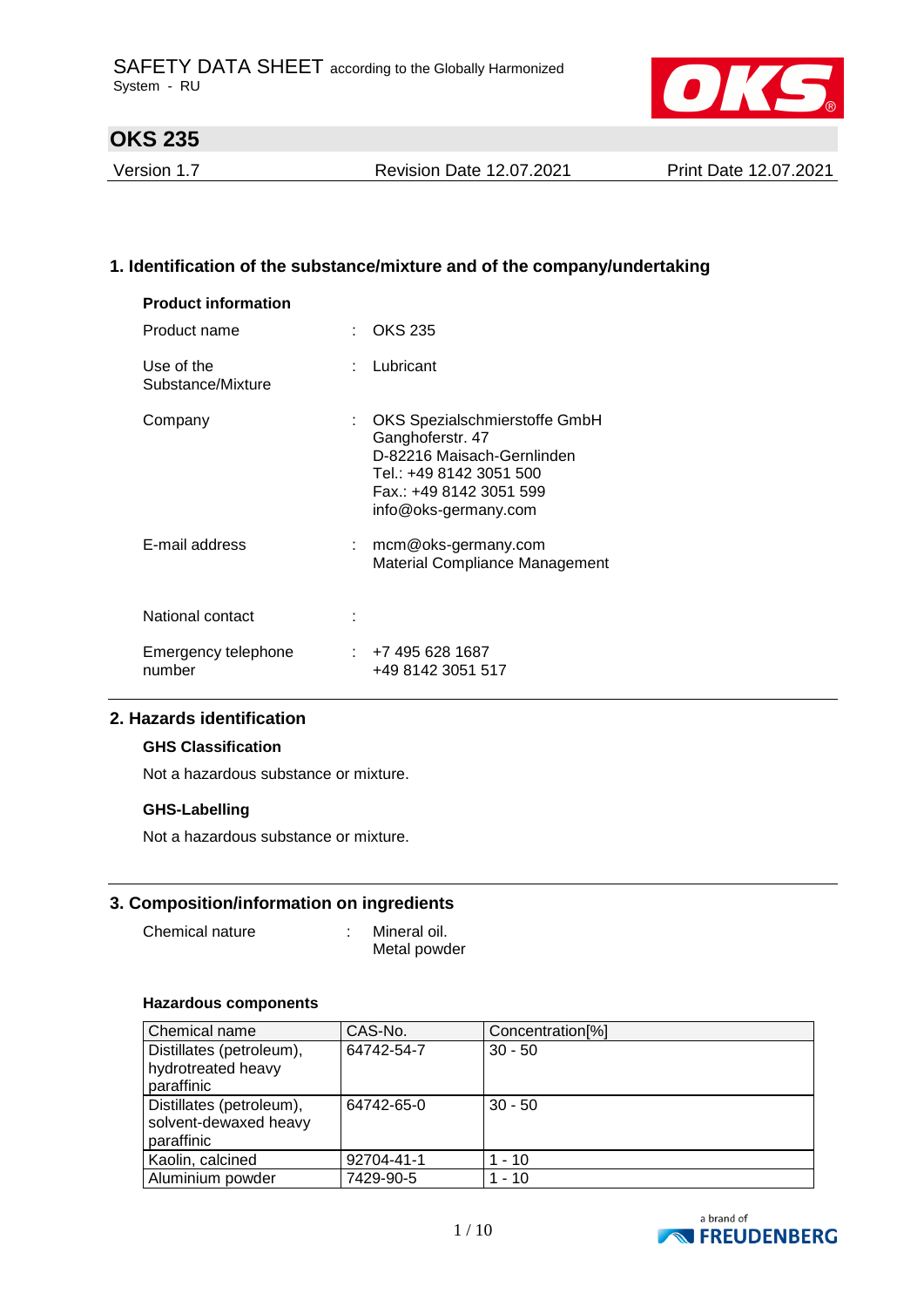SAFETY DATA SHEET according to the Globally Harmonized System - RU

# OKS 235

Version 1.7 | Revision Date 12.07.2021 | Print Date 12.07.2021

## 1. Identification of the substance/mixture and of the company/undertaking

**Product information**

| | | |
|---|---|---|
| Product name | : | OKS 235 |
| Use of the Substance/Mixture | : | Lubricant |
| Company | : | OKS Spezialschmierstoffe GmbH<br>Ganghoferstr. 47<br>D-82216 Maisach-Gernlinden<br>Tel.: +49 8142 3051 500<br>Fax.: +49 8142 3051 599<br>info@oks-germany.com |
| E-mail address | : | mcm@oks-germany.com<br>Material Compliance Management |
| National contact | : | |
| Emergency telephone number | : | +7 495 628 1687<br>+49 8142 3051 517 |

## 2. Hazards identification

**GHS Classification**

Not a hazardous substance or mixture.

**GHS-Labelling**

Not a hazardous substance or mixture.

## 3. Composition/information on ingredients

Chemical nature : Mineral oil.
Metal powder

**Hazardous components**

| Chemical name | CAS-No. | Concentration[%] |
|---|---|---|
| Distillates (petroleum), hydrotreated heavy paraffinic | 64742-54-7 | 30 - 50 |
| Distillates (petroleum), solvent-dewaxed heavy paraffinic | 64742-65-0 | 30 - 50 |
| Kaolin, calcined | 92704-41-1 | 1 - 10 |
| Aluminium powder | 7429-90-5 | 1 - 10 |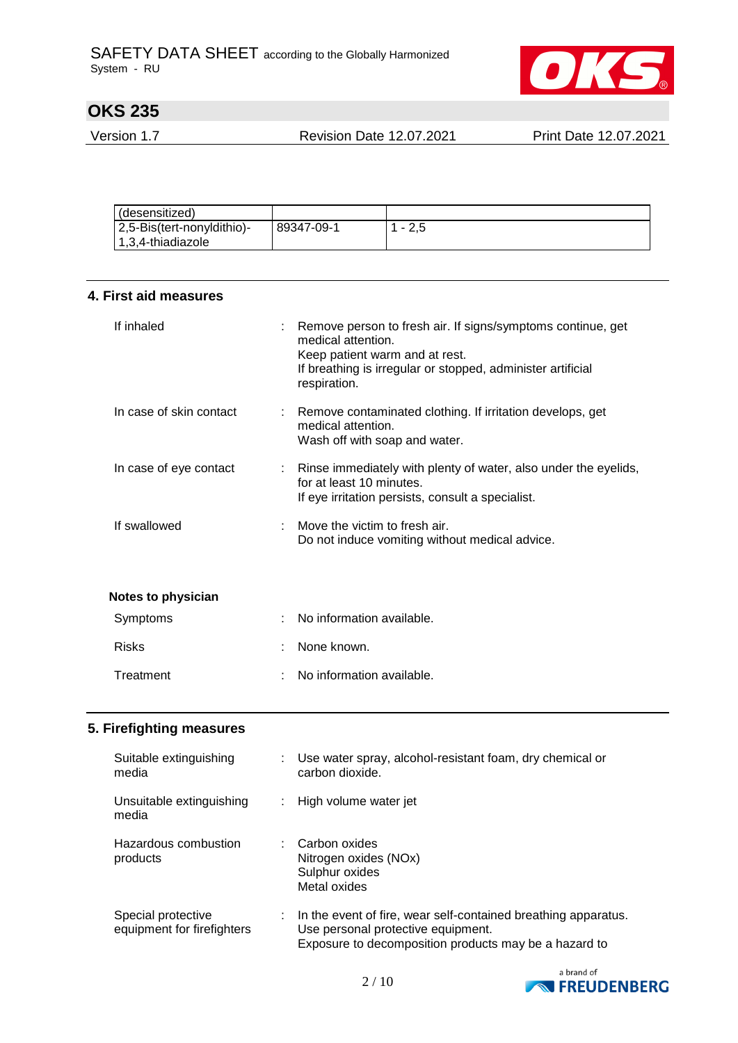| (desensitized) | | |
|---|---|---|
| 2,5-Bis(tert-nonyldithio)-1,3,4-thiadiazole | 89347-09-1 | 1 - 2,5 |

## 4. First aid measures

If inhaled
: Remove person to fresh air. If signs/symptoms continue, get medical attention.
Keep patient warm and at rest.
If breathing is irregular or stopped, administer artificial respiration.

In case of skin contact
: Remove contaminated clothing. If irritation develops, get medical attention.
Wash off with soap and water.

In case of eye contact
: Rinse immediately with plenty of water, also under the eyelids, for at least 10 minutes.
If eye irritation persists, consult a specialist.

If swallowed
: Move the victim to fresh air.
Do not induce vomiting without medical advice.

**Notes to physician**

Symptoms
: No information available.

Risks
: None known.

Treatment
: No information available.

## 5. Firefighting measures

Suitable extinguishing media
: Use water spray, alcohol-resistant foam, dry chemical or carbon dioxide.

Unsuitable extinguishing media
: High volume water jet

Hazardous combustion products
: Carbon oxides
Nitrogen oxides (NOx)
Sulphur oxides
Metal oxides

Special protective equipment for firefighters
: In the event of fire, wear self-contained breathing apparatus.
Use personal protective equipment.
Exposure to decomposition products may be a hazard to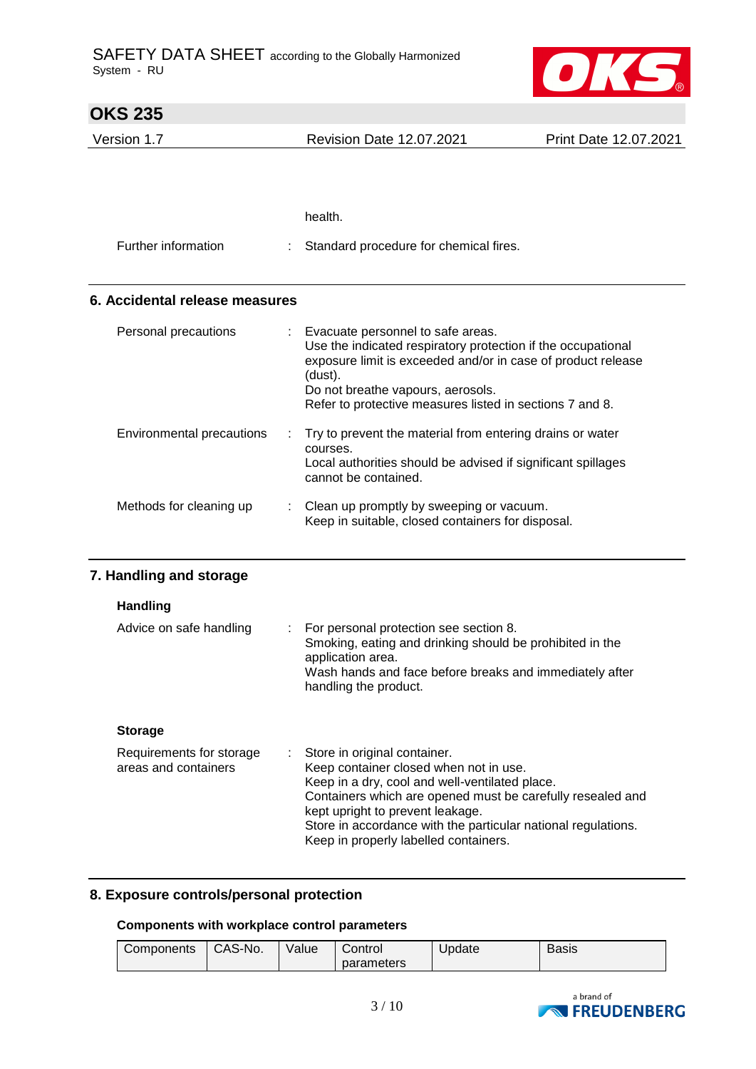health.

| | | |
|---|---|---|
| Further information | : | Standard procedure for chemical fires. |

## 6. Accidental release measures

| | | |
|---|---|---|
| Personal precautions | : | Evacuate personnel to safe areas.<br>Use the indicated respiratory protection if the occupational exposure limit is exceeded and/or in case of product release (dust).<br>Do not breathe vapours, aerosols.<br>Refer to protective measures listed in sections 7 and 8. |
| Environmental precautions | : | Try to prevent the material from entering drains or water courses.<br>Local authorities should be advised if significant spillages cannot be contained. |
| Methods for cleaning up | : | Clean up promptly by sweeping or vacuum.<br>Keep in suitable, closed containers for disposal. |

## 7. Handling and storage

### Handling

| | | |
|---|---|---|
| Advice on safe handling | : | For personal protection see section 8.<br>Smoking, eating and drinking should be prohibited in the application area.<br>Wash hands and face before breaks and immediately after handling the product. |

### Storage

| | | |
|---|---|---|
| Requirements for storage areas and containers | : | Store in original container.<br>Keep container closed when not in use.<br>Keep in a dry, cool and well-ventilated place.<br>Containers which are opened must be carefully resealed and kept upright to prevent leakage.<br>Store in accordance with the particular national regulations.<br>Keep in properly labelled containers. |

## 8. Exposure controls/personal protection

### Components with workplace control parameters

| Components | CAS-No. | Value | Control parameters | Update | Basis |
|---|---|---|---|---|---|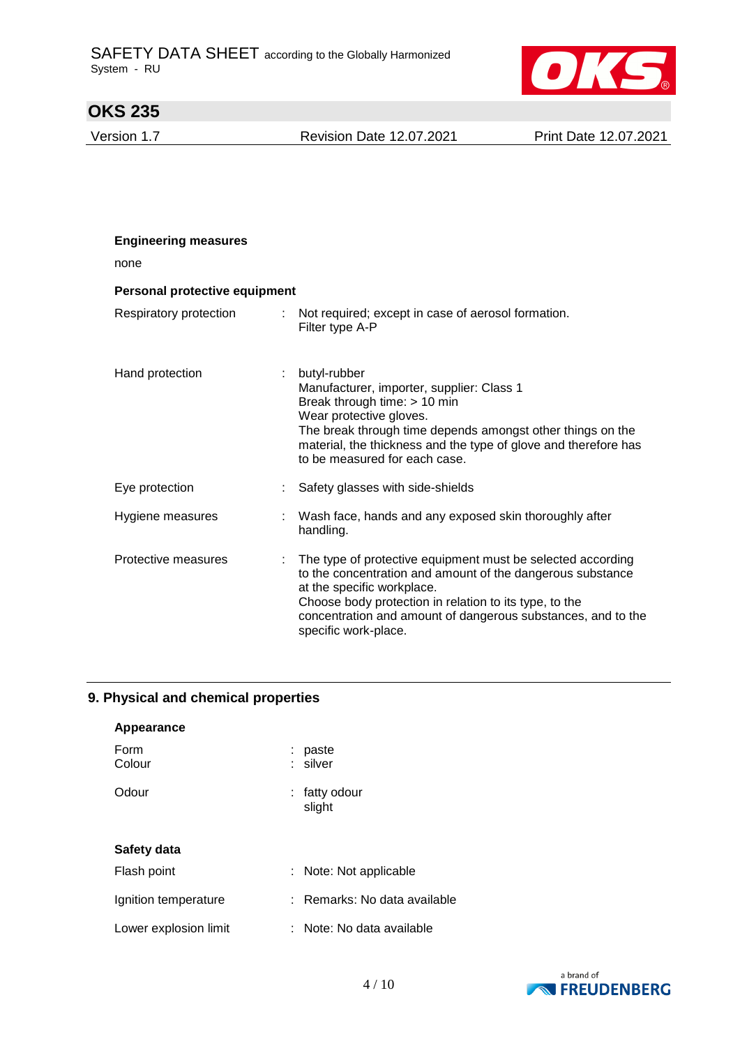**Engineering measures**

none

**Personal protective equipment**

| | | |
|---|---|---|
| Respiratory protection | : | Not required; except in case of aerosol formation. Filter type A-P |
| Hand protection | : | butyl-rubber<br>Manufacturer, importer, supplier: Class 1<br>Break through time: > 10 min<br>Wear protective gloves.<br>The break through time depends amongst other things on the material, the thickness and the type of glove and therefore has to be measured for each case. |
| Eye protection | : | Safety glasses with side-shields |
| Hygiene measures | : | Wash face, hands and any exposed skin thoroughly after handling. |
| Protective measures | : | The type of protective equipment must be selected according to the concentration and amount of the dangerous substance at the specific workplace.<br>Choose body protection in relation to its type, to the concentration and amount of dangerous substances, and to the specific work-place. |

## 9. Physical and chemical properties

**Appearance**

| | | |
|---|---|---|
| Form | : | paste |
| Colour | : | silver |
| Odour | : | fatty odour<br>slight |

**Safety data**

| | | |
|---|---|---|
| Flash point | : | Note: Not applicable |
| Ignition temperature | : | Remarks: No data available |
| Lower explosion limit | : | Note: No data available |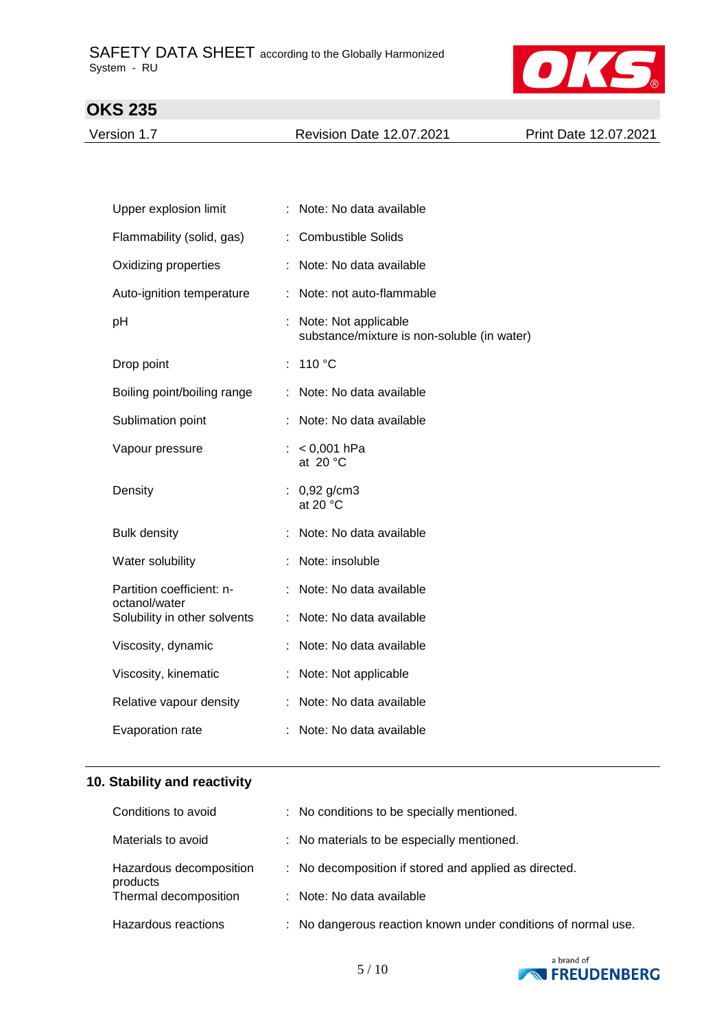| | |
|---|---|
| Upper explosion limit | : Note: No data available |
| Flammability (solid, gas) | : Combustible Solids |
| Oxidizing properties | : Note: No data available |
| Auto-ignition temperature | : Note: not auto-flammable |
| pH | : Note: Not applicable<br>substance/mixture is non-soluble (in water) |
| Drop point | : 110 °C |
| Boiling point/boiling range | : Note: No data available |
| Sublimation point | : Note: No data available |
| Vapour pressure | : < 0,001 hPa<br>at 20 °C |
| Density | : 0,92 g/cm3<br>at 20 °C |
| Bulk density | : Note: No data available |
| Water solubility | : Note: insoluble |
| Partition coefficient: n-octanol/water | : Note: No data available |
| Solubility in other solvents | : Note: No data available |
| Viscosity, dynamic | : Note: No data available |
| Viscosity, kinematic | : Note: Not applicable |
| Relative vapour density | : Note: No data available |
| Evaporation rate | : Note: No data available |

## 10. Stability and reactivity

| | |
|---|---|
| Conditions to avoid | : No conditions to be specially mentioned. |
| Materials to avoid | : No materials to be especially mentioned. |
| Hazardous decomposition products | : No decomposition if stored and applied as directed. |
| Thermal decomposition | : Note: No data available |
| Hazardous reactions | : No dangerous reaction known under conditions of normal use. |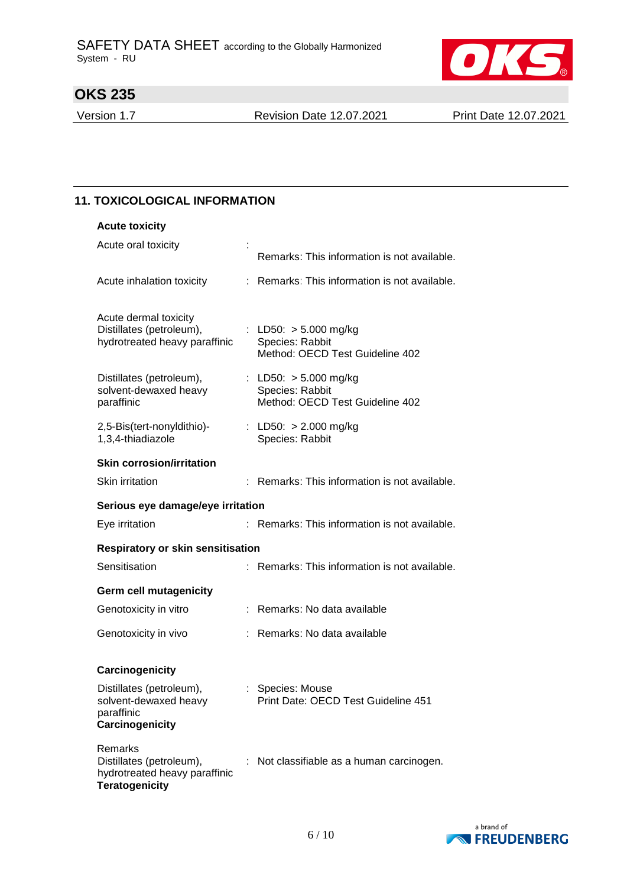## 11. TOXICOLOGICAL INFORMATION

**Acute toxicity**

Acute oral toxicity : Remarks: This information is not available.

Acute inhalation toxicity : Remarks: This information is not available.

Acute dermal toxicity
Distillates (petroleum), hydrotreated heavy paraffinic : LD50: > 5.000 mg/kg
Species: Rabbit
Method: OECD Test Guideline 402

Distillates (petroleum), solvent-dewaxed heavy paraffinic : LD50: > 5.000 mg/kg
Species: Rabbit
Method: OECD Test Guideline 402

2,5-Bis(tert-nonyldithio)-1,3,4-thiadiazole : LD50: > 2.000 mg/kg
Species: Rabbit

**Skin corrosion/irritation**

Skin irritation : Remarks: This information is not available.

**Serious eye damage/eye irritation**

Eye irritation : Remarks: This information is not available.

**Respiratory or skin sensitisation**

Sensitisation : Remarks: This information is not available.

**Germ cell mutagenicity**

Genotoxicity in vitro : Remarks: No data available

Genotoxicity in vivo : Remarks: No data available

**Carcinogenicity**

Distillates (petroleum), solvent-dewaxed heavy paraffinic : Species: Mouse
Print Date: OECD Test Guideline 451

**Carcinogenicity**

Remarks
Distillates (petroleum), hydrotreated heavy paraffinic : Not classifiable as a human carcinogen.

**Teratogenicity**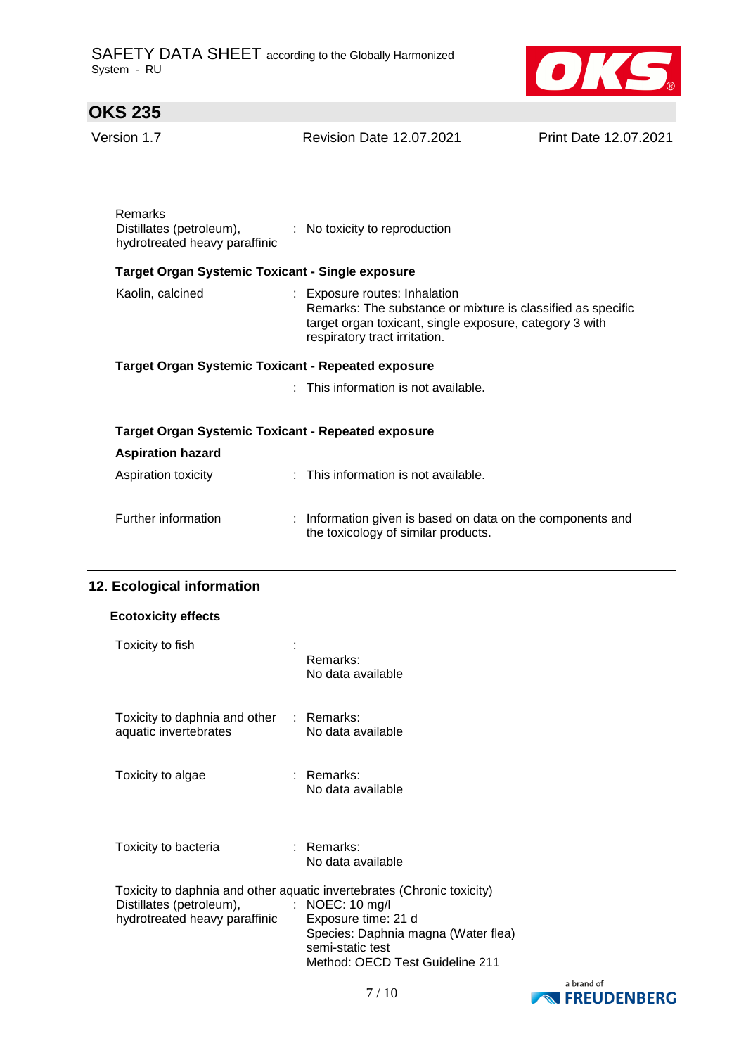Remarks

| | |
|---|---|
| Distillates (petroleum), hydrotreated heavy paraffinic | : No toxicity to reproduction |

**Target Organ Systemic Toxicant - Single exposure**

| | |
|---|---|
| Kaolin, calcined | : Exposure routes: Inhalation<br>Remarks: The substance or mixture is classified as specific target organ toxicant, single exposure, category 3 with respiratory tract irritation. |

**Target Organ Systemic Toxicant - Repeated exposure**

: This information is not available.

**Target Organ Systemic Toxicant - Repeated exposure**

**Aspiration hazard**

| | |
|---|---|
| Aspiration toxicity | : This information is not available. |
| Further information | : Information given is based on data on the components and the toxicology of similar products. |

## 12. Ecological information

### Ecotoxicity effects

| | |
|---|---|
| Toxicity to fish | : Remarks:<br>No data available |
| Toxicity to daphnia and other aquatic invertebrates | : Remarks:<br>No data available |
| Toxicity to algae | : Remarks:<br>No data available |
| Toxicity to bacteria | : Remarks:<br>No data available |

Toxicity to daphnia and other aquatic invertebrates (Chronic toxicity)

| | |
|---|---|
| Distillates (petroleum), hydrotreated heavy paraffinic | : NOEC: 10 mg/l<br>Exposure time: 21 d<br>Species: Daphnia magna (Water flea)<br>semi-static test<br>Method: OECD Test Guideline 211 |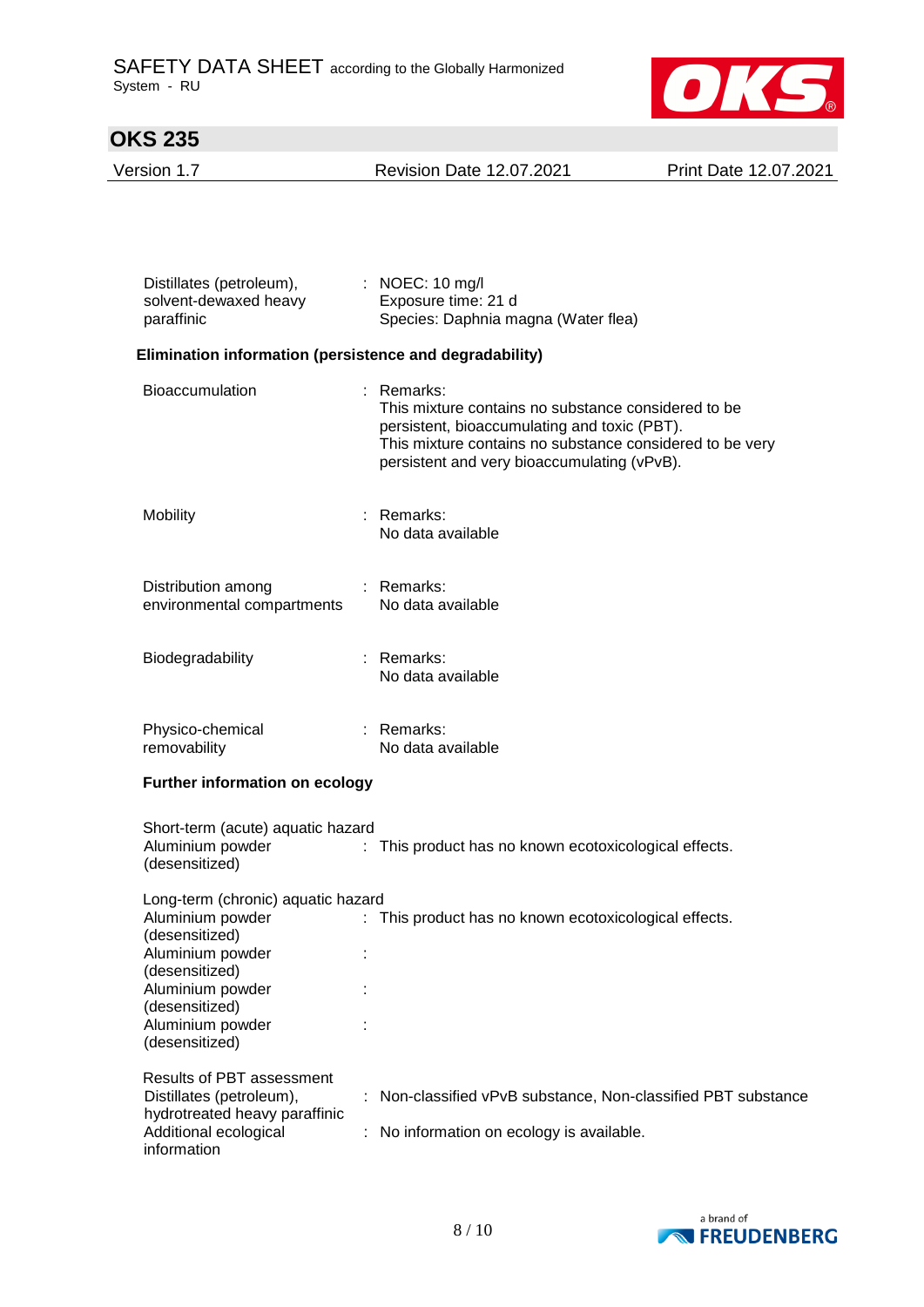| | |
|---|---|
| Distillates (petroleum), solvent-dewaxed heavy paraffinic | : NOEC: 10 mg/l<br>Exposure time: 21 d<br>Species: Daphnia magna (Water flea) |

**Elimination information (persistence and degradability)**

| | |
|---|---|
| Bioaccumulation | : Remarks:<br>This mixture contains no substance considered to be persistent, bioaccumulating and toxic (PBT).<br>This mixture contains no substance considered to be very persistent and very bioaccumulating (vPvB). |
| Mobility | : Remarks:<br>No data available |
| Distribution among environmental compartments | : Remarks:<br>No data available |
| Biodegradability | : Remarks:<br>No data available |
| Physico-chemical removability | : Remarks:<br>No data available |

**Further information on ecology**

Short-term (acute) aquatic hazard

| | |
|---|---|
| Aluminium powder (desensitized) | : This product has no known ecotoxicological effects. |

Long-term (chronic) aquatic hazard

| | |
|---|---|
| Aluminium powder (desensitized) | : This product has no known ecotoxicological effects. |
| Aluminium powder (desensitized) | : |
| Aluminium powder (desensitized) | : |
| Aluminium powder (desensitized) | : |

Results of PBT assessment

| | |
|---|---|
| Distillates (petroleum), hydrotreated heavy paraffinic | : Non-classified vPvB substance, Non-classified PBT substance |
| Additional ecological information | : No information on ecology is available. |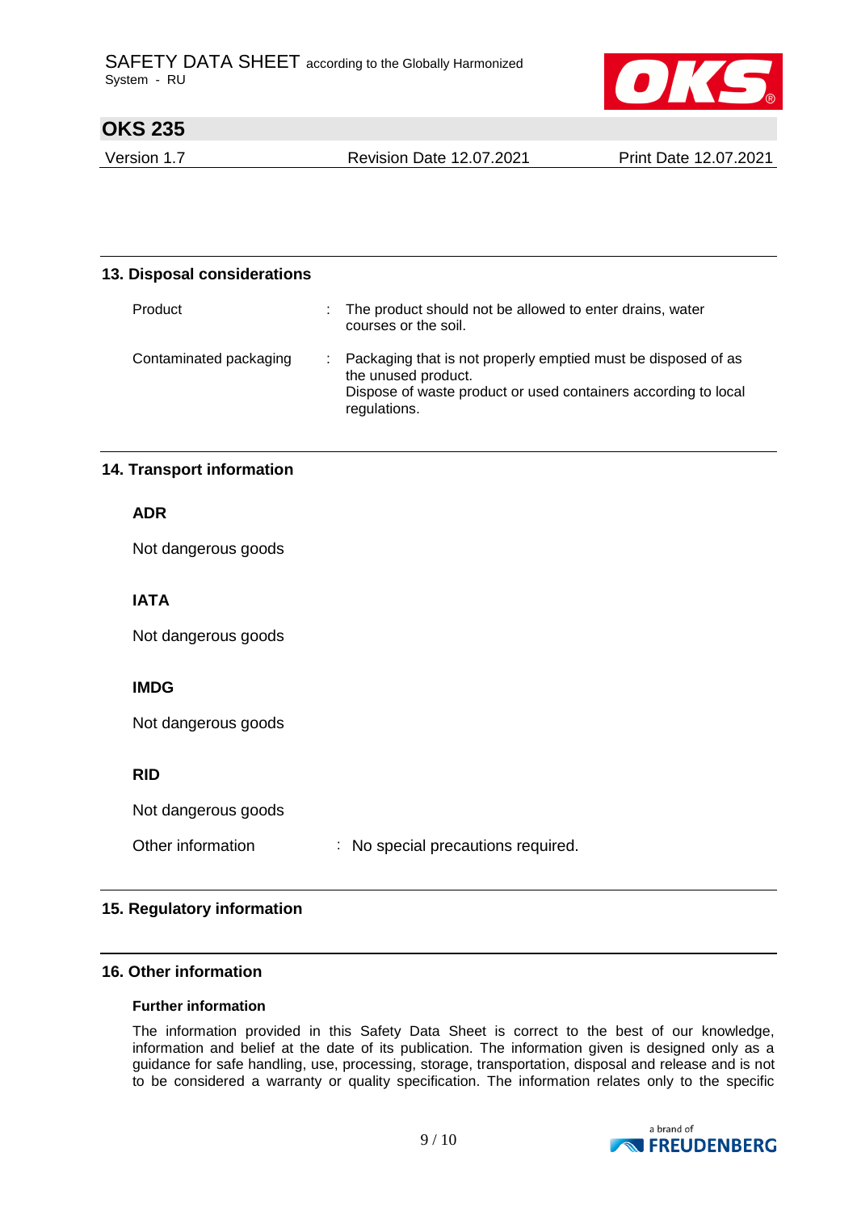## 13. Disposal considerations

| | |
|---|---|
| Product | : The product should not be allowed to enter drains, water courses or the soil. |
| Contaminated packaging | : Packaging that is not properly emptied must be disposed of as the unused product.<br>Dispose of waste product or used containers according to local regulations. |

## 14. Transport information

**ADR**

Not dangerous goods

**IATA**

Not dangerous goods

**IMDG**

Not dangerous goods

**RID**

Not dangerous goods

Other information : No special precautions required.

## 15. Regulatory information

## 16. Other information

**Further information**

The information provided in this Safety Data Sheet is correct to the best of our knowledge, information and belief at the date of its publication. The information given is designed only as a guidance for safe handling, use, processing, storage, transportation, disposal and release and is not to be considered a warranty or quality specification. The information relates only to the specific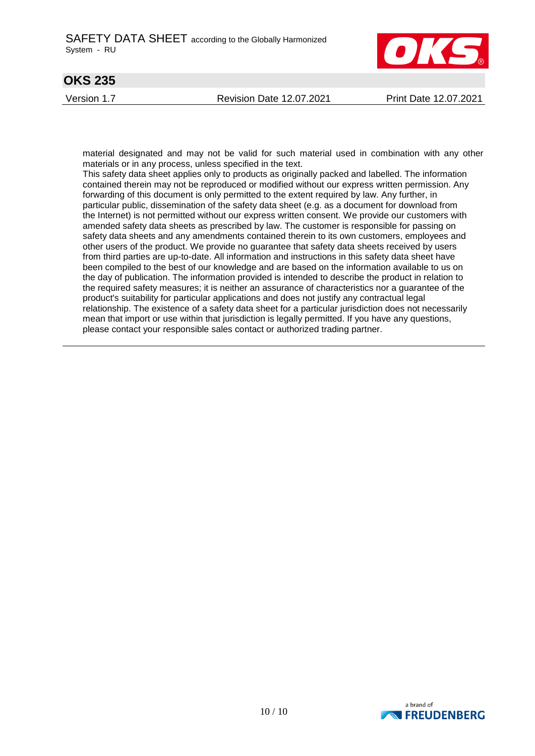material designated and may not be valid for such material used in combination with any other materials or in any process, unless specified in the text.
This safety data sheet applies only to products as originally packed and labelled. The information contained therein may not be reproduced or modified without our express written permission. Any forwarding of this document is only permitted to the extent required by law. Any further, in particular public, dissemination of the safety data sheet (e.g. as a document for download from the Internet) is not permitted without our express written consent. We provide our customers with amended safety data sheets as prescribed by law. The customer is responsible for passing on safety data sheets and any amendments contained therein to its own customers, employees and other users of the product. We provide no guarantee that safety data sheets received by users from third parties are up-to-date. All information and instructions in this safety data sheet have been compiled to the best of our knowledge and are based on the information available to us on the day of publication. The information provided is intended to describe the product in relation to the required safety measures; it is neither an assurance of characteristics nor a guarantee of the product's suitability for particular applications and does not justify any contractual legal relationship. The existence of a safety data sheet for a particular jurisdiction does not necessarily mean that import or use within that jurisdiction is legally permitted. If you have any questions, please contact your responsible sales contact or authorized trading partner.